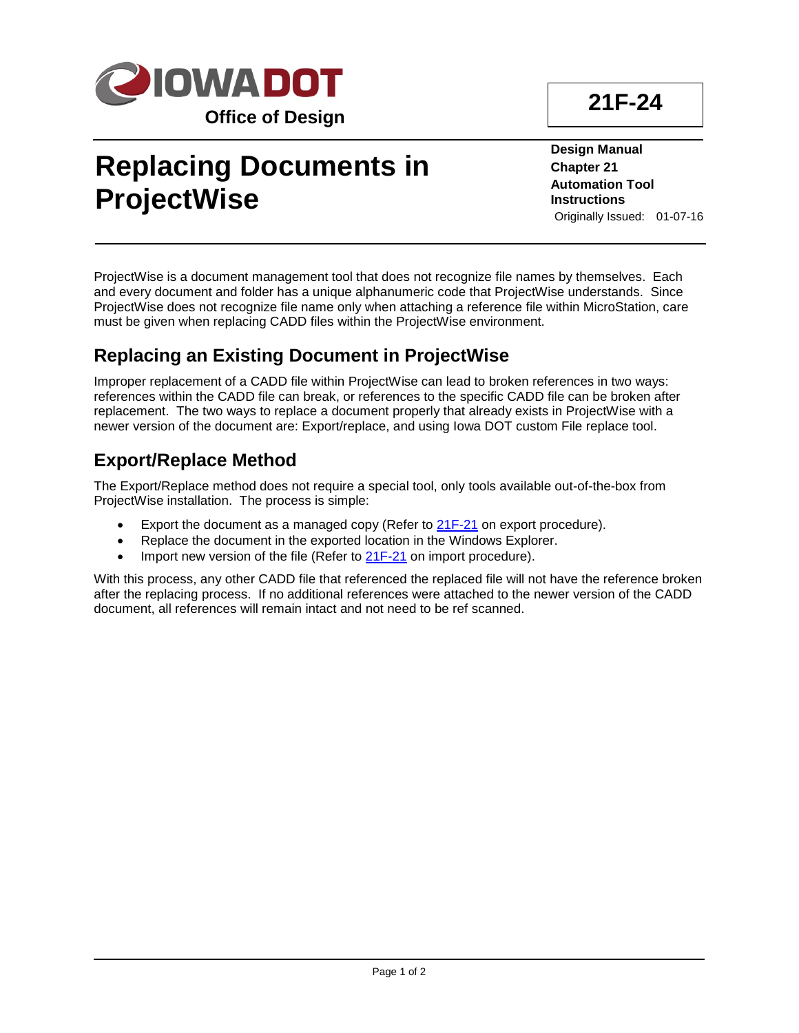IOWA DOT

**Office of Design**

**21F-24**

# Replacing Documents in ProjectWise

**Design Manual**
**Chapter 21**
**Automation Tool Instructions**
Originally Issued: 01-07-16

ProjectWise is a document management tool that does not recognize file names by themselves. Each and every document and folder has a unique alphanumeric code that ProjectWise understands. Since ProjectWise does not recognize file name only when attaching a reference file within MicroStation, care must be given when replacing CADD files within the ProjectWise environment.

## Replacing an Existing Document in ProjectWise

Improper replacement of a CADD file within ProjectWise can lead to broken references in two ways: references within the CADD file can break, or references to the specific CADD file can be broken after replacement. The two ways to replace a document properly that already exists in ProjectWise with a newer version of the document are: Export/replace, and using Iowa DOT custom File replace tool.

## Export/Replace Method

The Export/Replace method does not require a special tool, only tools available out-of-the-box from ProjectWise installation. The process is simple:

- Export the document as a managed copy (Refer to 21F-21 on export procedure).
- Replace the document in the exported location in the Windows Explorer.
- Import new version of the file (Refer to 21F-21 on import procedure).

With this process, any other CADD file that referenced the replaced file will not have the reference broken after the replacing process. If no additional references were attached to the newer version of the CADD document, all references will remain intact and not need to be ref scanned.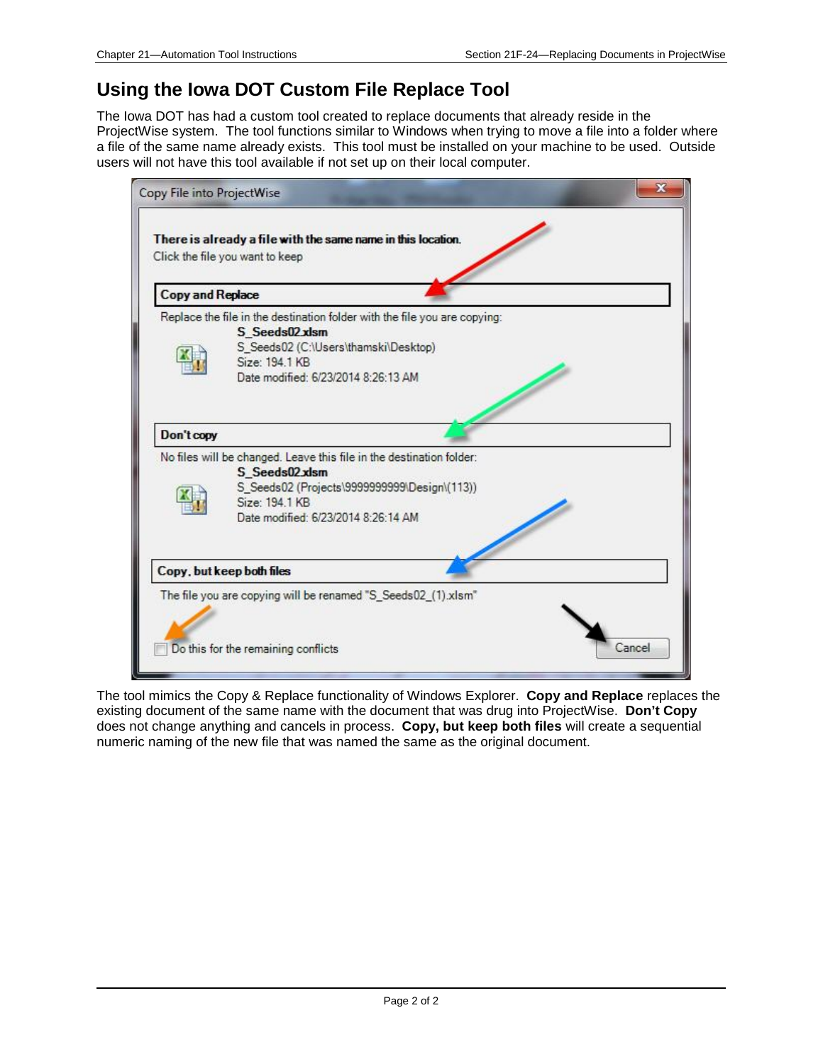## Using the Iowa DOT Custom File Replace Tool

The Iowa DOT has had a custom tool created to replace documents that already reside in the ProjectWise system. The tool functions similar to Windows when trying to move a file into a folder where a file of the same name already exists. This tool must be installed on your machine to be used. Outside users will not have this tool available if not set up on their local computer.

The tool mimics the Copy & Replace functionality of Windows Explorer. **Copy and Replace** replaces the existing document of the same name with the document that was drug into ProjectWise. **Don't Copy** does not change anything and cancels in process. **Copy, but keep both files** will create a sequential numeric naming of the new file that was named the same as the original document.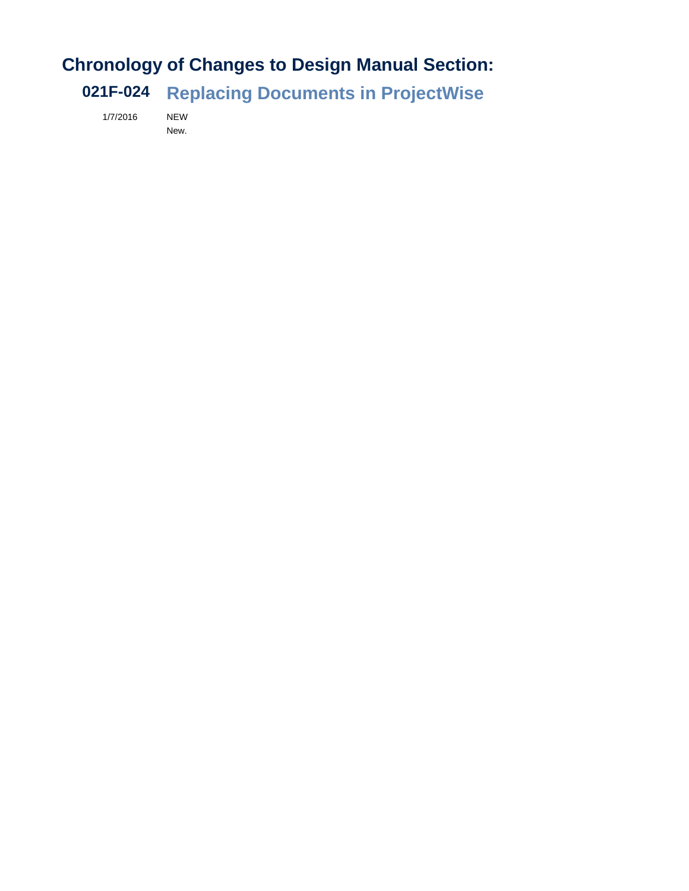# Chronology of Changes to Design Manual Section:

## 021F-024 Replacing Documents in ProjectWise

| | |
|---|---|
| 1/7/2016 | NEW<br>New. |